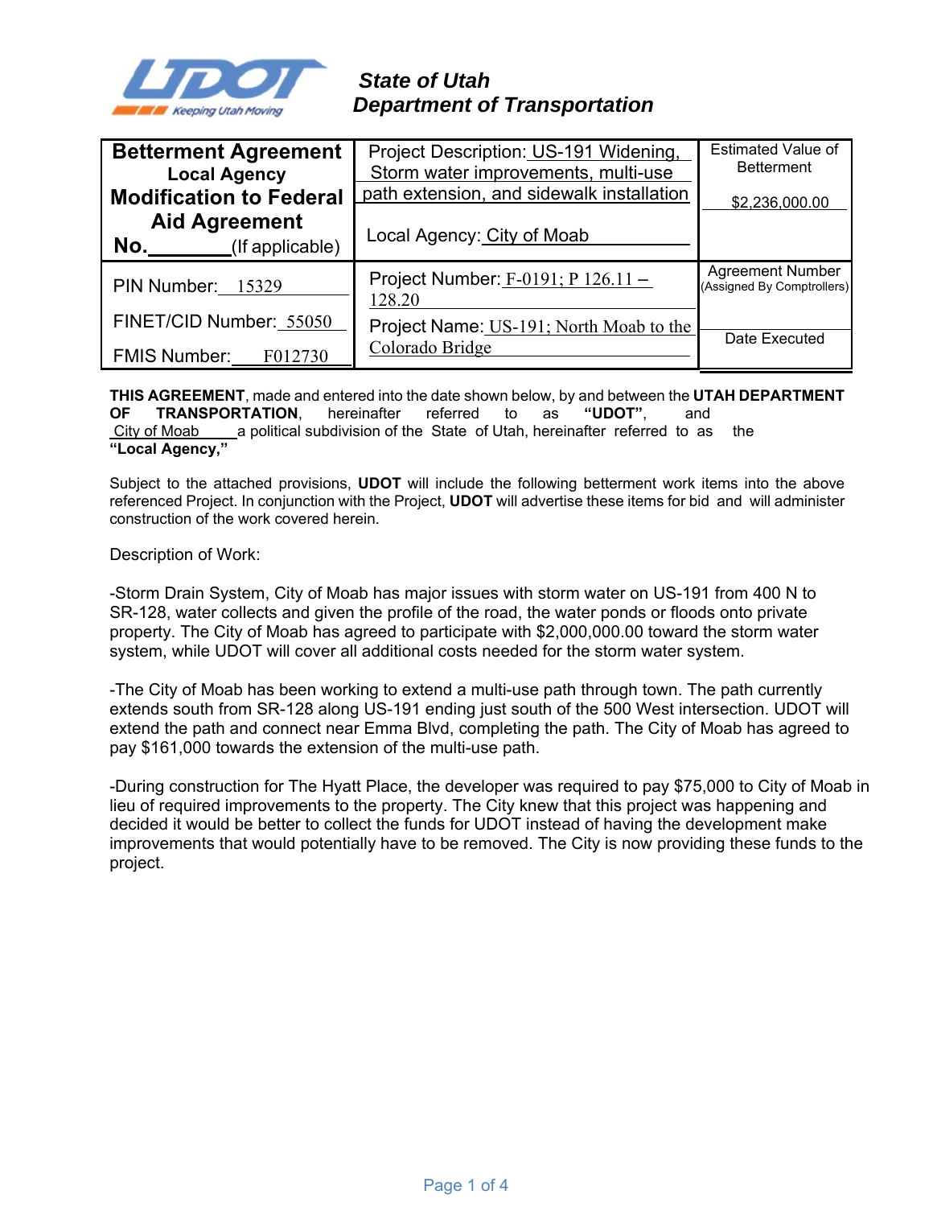**State of Utah**
**Department of Transportation**

| **Betterment Agreement** **Local Agency** **Modification to Federal Aid Agreement** **No.________(If applicable)** | Project Description: US-191 Widening, Storm water improvements, multi-use path extension, and sidewalk installation<br><br>Local Agency: City of Moab | Estimated Value of Betterment<br><br>$2,236,000.00 |
|---|---|---|
| PIN Number: 15329<br><br>FINET/CID Number: 55050<br><br>FMIS Number: F012730 | Project Number: F-0191; P 126.11 – 128.20<br><br>Project Name: US-191; North Moab to the Colorado Bridge | Agreement Number (Assigned By Comptrollers)<br><br>Date Executed |

**THIS AGREEMENT**, made and entered into the date shown below, by and between the **UTAH DEPARTMENT OF TRANSPORTATION**, hereinafter referred to as **"UDOT"**, and City of Moab a political subdivision of the State of Utah, hereinafter referred to as the **"Local Agency,"**

Subject to the attached provisions, **UDOT** will include the following betterment work items into the above referenced Project. In conjunction with the Project, **UDOT** will advertise these items for bid and will administer construction of the work covered herein.

Description of Work:

-Storm Drain System, City of Moab has major issues with storm water on US-191 from 400 N to SR-128, water collects and given the profile of the road, the water ponds or floods onto private property. The City of Moab has agreed to participate with $2,000,000.00 toward the storm water system, while UDOT will cover all additional costs needed for the storm water system.

-The City of Moab has been working to extend a multi-use path through town. The path currently extends south from SR-128 along US-191 ending just south of the 500 West intersection. UDOT will extend the path and connect near Emma Blvd, completing the path. The City of Moab has agreed to pay $161,000 towards the extension of the multi-use path.

-During construction for The Hyatt Place, the developer was required to pay $75,000 to City of Moab in lieu of required improvements to the property. The City knew that this project was happening and decided it would be better to collect the funds for UDOT instead of having the development make improvements that would potentially have to be removed. The City is now providing these funds to the project.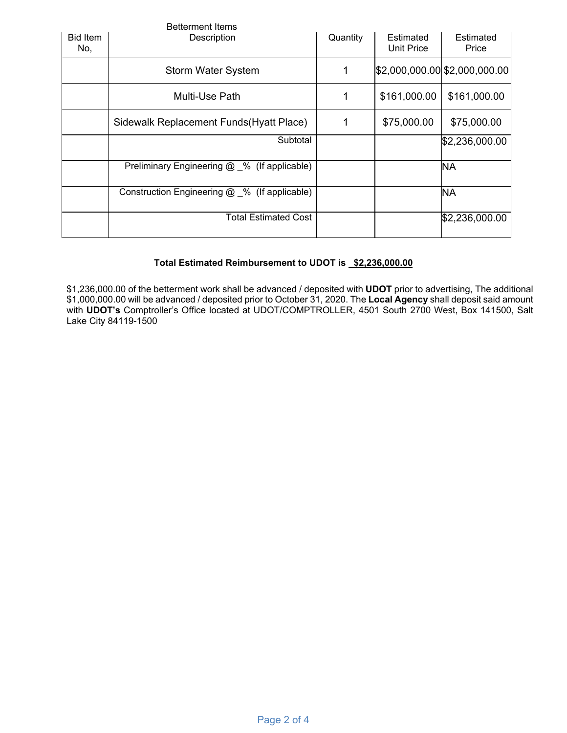Betterment Items

| Bid Item No, | Description | Quantity | Estimated Unit Price | Estimated Price |
|---|---|---|---|---|
| | Storm Water System | 1 | $2,000,000.00 | $2,000,000.00 |
| | Multi-Use Path | 1 | $161,000.00 | $161,000.00 |
| | Sidewalk Replacement Funds(Hyatt Place) | 1 | $75,000.00 | $75,000.00 |
| | Subtotal | | | $2,236,000.00 |
| | Preliminary Engineering @ _% (If applicable) | | | NA |
| | Construction Engineering @ _% (If applicable) | | | NA |
| | Total Estimated Cost | | | $2,236,000.00 |

**Total Estimated Reimbursement to UDOT is $2,236,000.00**

$1,236,000.00 of the betterment work shall be advanced / deposited with **UDOT** prior to advertising, The additional $1,000,000.00 will be advanced / deposited prior to October 31, 2020. The **Local Agency** shall deposit said amount with **UDOT's** Comptroller's Office located at UDOT/COMPTROLLER, 4501 South 2700 West, Box 141500, Salt Lake City 84119-1500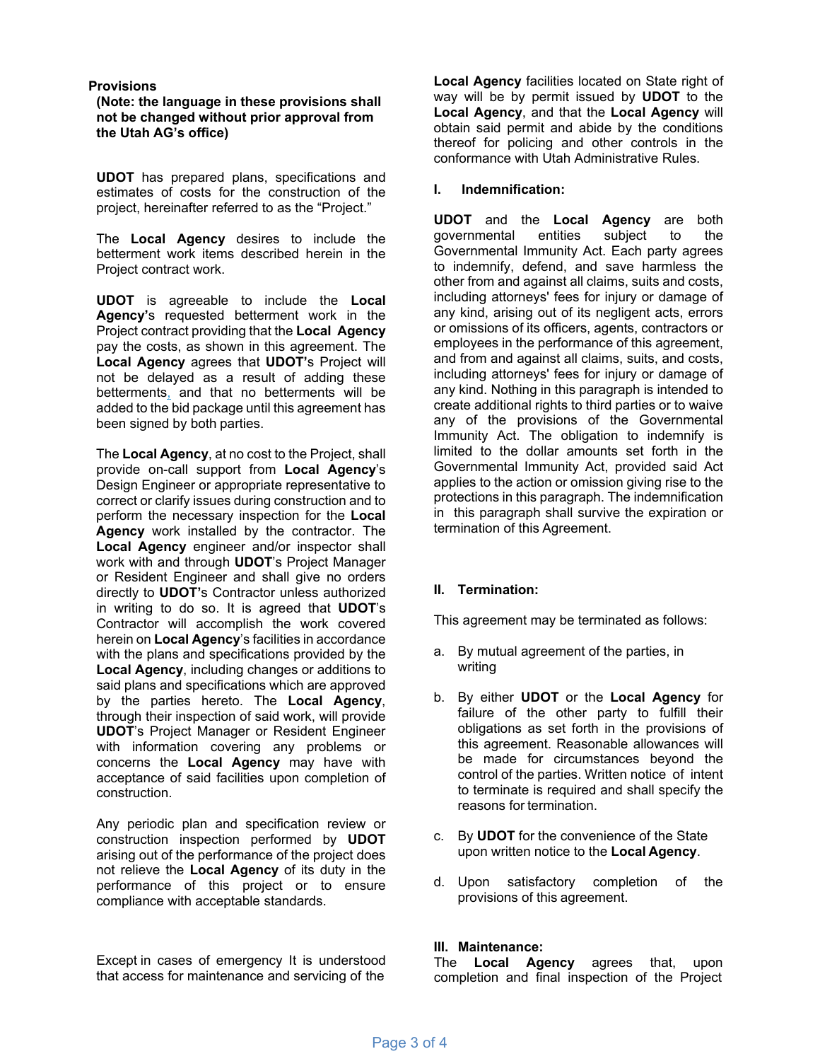**Provisions**

**(Note: the language in these provisions shall not be changed without prior approval from the Utah AG's office)**

**UDOT** has prepared plans, specifications and estimates of costs for the construction of the project, hereinafter referred to as the "Project."

The **Local Agency** desires to include the betterment work items described herein in the Project contract work.

**UDOT** is agreeable to include the **Local Agency'**s requested betterment work in the Project contract providing that the **Local Agency** pay the costs, as shown in this agreement. The **Local Agency** agrees that **UDOT'**s Project will not be delayed as a result of adding these betterments, and that no betterments will be added to the bid package until this agreement has been signed by both parties.

The **Local Agency**, at no cost to the Project, shall provide on-call support from **Local Agency**'s Design Engineer or appropriate representative to correct or clarify issues during construction and to perform the necessary inspection for the **Local Agency** work installed by the contractor. The **Local Agency** engineer and/or inspector shall work with and through **UDOT**'s Project Manager or Resident Engineer and shall give no orders directly to **UDOT'**s Contractor unless authorized in writing to do so. It is agreed that **UDOT**'s Contractor will accomplish the work covered herein on **Local Agency**'s facilities in accordance with the plans and specifications provided by the **Local Agency**, including changes or additions to said plans and specifications which are approved by the parties hereto. The **Local Agency**, through their inspection of said work, will provide **UDOT**'s Project Manager or Resident Engineer with information covering any problems or concerns the **Local Agency** may have with acceptance of said facilities upon completion of construction.

Any periodic plan and specification review or construction inspection performed by **UDOT** arising out of the performance of the project does not relieve the **Local Agency** of its duty in the performance of this project or to ensure compliance with acceptable standards.

Except in cases of emergency It is understood that access for maintenance and servicing of the **Local Agency** facilities located on State right of way will be by permit issued by **UDOT** to the **Local Agency**, and that the **Local Agency** will obtain said permit and abide by the conditions thereof for policing and other controls in the conformance with Utah Administrative Rules.

**I. Indemnification:**

**UDOT** and the **Local Agency** are both governmental entities subject to the Governmental Immunity Act. Each party agrees to indemnify, defend, and save harmless the other from and against all claims, suits and costs, including attorneys' fees for injury or damage of any kind, arising out of its negligent acts, errors or omissions of its officers, agents, contractors or employees in the performance of this agreement, and from and against all claims, suits, and costs, including attorneys' fees for injury or damage of any kind. Nothing in this paragraph is intended to create additional rights to third parties or to waive any of the provisions of the Governmental Immunity Act. The obligation to indemnify is limited to the dollar amounts set forth in the Governmental Immunity Act, provided said Act applies to the action or omission giving rise to the protections in this paragraph. The indemnification in this paragraph shall survive the expiration or termination of this Agreement.

**II. Termination:**

This agreement may be terminated as follows:

a. By mutual agreement of the parties, in writing

b. By either **UDOT** or the **Local Agency** for failure of the other party to fulfill their obligations as set forth in the provisions of this agreement. Reasonable allowances will be made for circumstances beyond the control of the parties. Written notice of intent to terminate is required and shall specify the reasons for termination.

c. By **UDOT** for the convenience of the State upon written notice to the **Local Agency**.

d. Upon satisfactory completion of the provisions of this agreement.

**III. Maintenance:**

The **Local Agency** agrees that, upon completion and final inspection of the Project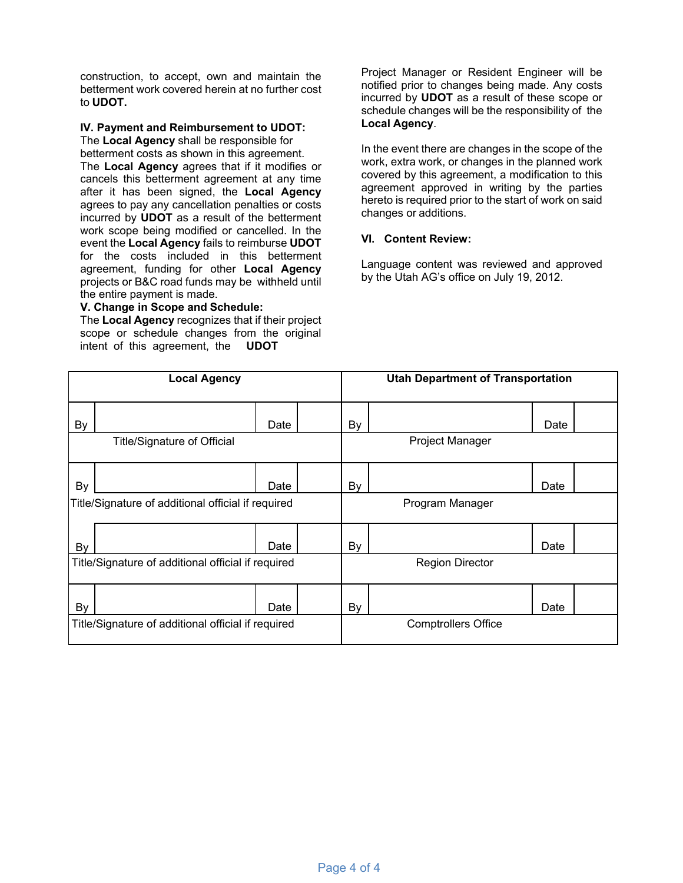construction, to accept, own and maintain the betterment work covered herein at no further cost to **UDOT.**

**IV. Payment and Reimbursement to UDOT:**

The **Local Agency** shall be responsible for betterment costs as shown in this agreement. The **Local Agency** agrees that if it modifies or cancels this betterment agreement at any time after it has been signed, the **Local Agency** agrees to pay any cancellation penalties or costs incurred by **UDOT** as a result of the betterment work scope being modified or cancelled. In the event the **Local Agency** fails to reimburse **UDOT** for the costs included in this betterment agreement, funding for other **Local Agency** projects or B&C road funds may be withheld until the entire payment is made.

**V. Change in Scope and Schedule:**

The **Local Agency** recognizes that if their project scope or schedule changes from the original intent of this agreement, the **UDOT** Project Manager or Resident Engineer will be notified prior to changes being made. Any costs incurred by **UDOT** as a result of these scope or schedule changes will be the responsibility of the **Local Agency**.

In the event there are changes in the scope of the work, extra work, or changes in the planned work covered by this agreement, a modification to this agreement approved in writing by the parties hereto is required prior to the start of work on said changes or additions.

**VI. Content Review:**

Language content was reviewed and approved by the Utah AG's office on July 19, 2012.

| **Local Agency** | | | | **Utah Department of Transportation** | | | |
|---|---|---|---|---|---|---|---|
| By | | Date | | By | | Date | |
| Title/Signature of Official | | | | Project Manager | | | |
| By | | Date | | By | | Date | |
| Title/Signature of additional official if required | | | | Program Manager | | | |
| By | | Date | | By | | Date | |
| Title/Signature of additional official if required | | | | Region Director | | | |
| By | | Date | | By | | Date | |
| Title/Signature of additional official if required | | | | Comptrollers Office | | | |